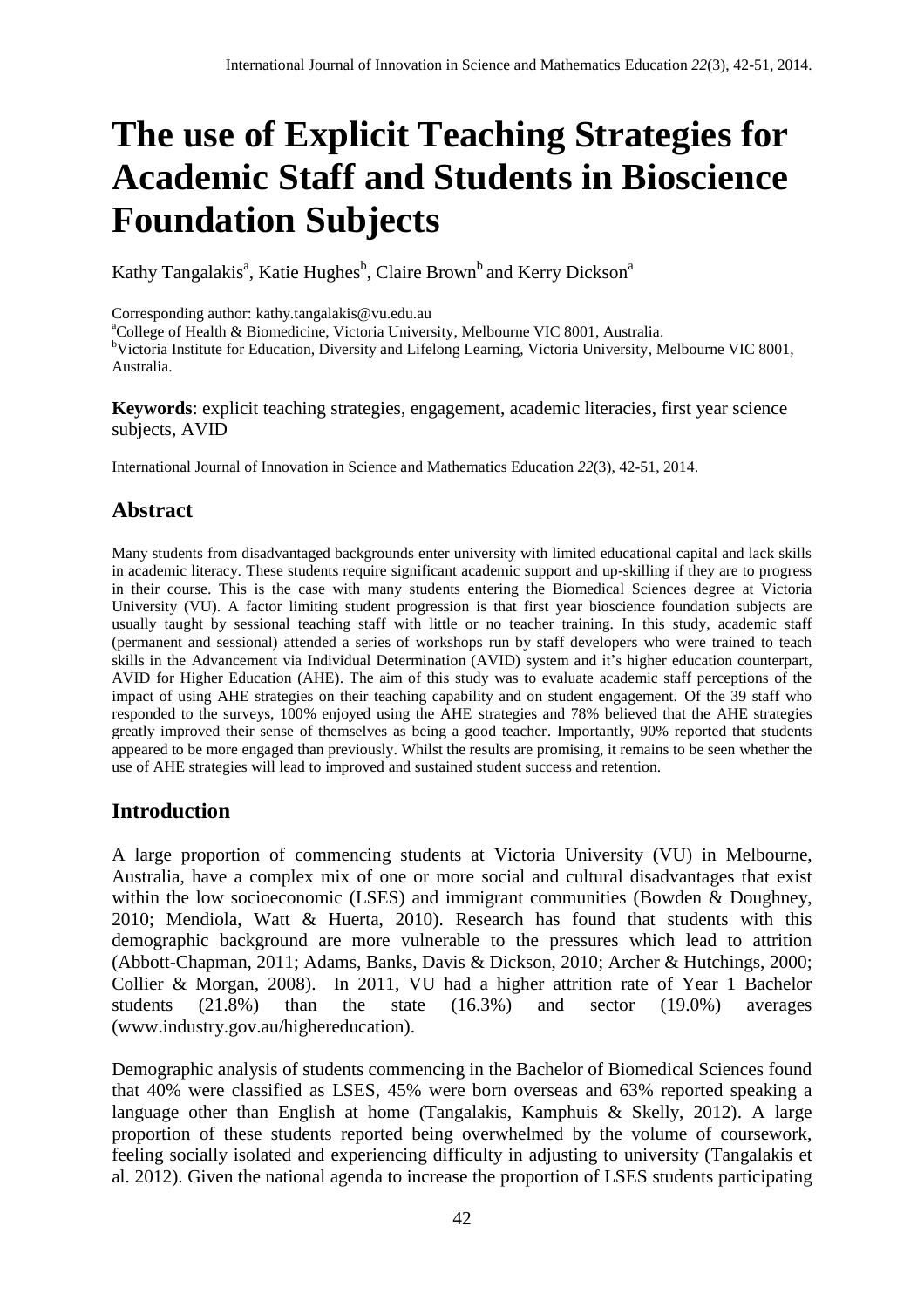# The use of Explicit Teaching Strategies for Academic Staff and Students in Bioscience Foundation Subjects

Kathy Tangalakis[a], Katie Hughes[b], Claire Brown[b] and Kerry Dickson[a]

Corresponding author: kathy.tangalakis@vu.edu.au

[a]College of Health & Biomedicine, Victoria University, Melbourne VIC 8001, Australia.

[b]Victoria Institute for Education, Diversity and Lifelong Learning, Victoria University, Melbourne VIC 8001, Australia.

**Keywords**: explicit teaching strategies, engagement, academic literacies, first year science subjects, AVID

International Journal of Innovation in Science and Mathematics Education *22*(3), 42-51, 2014.

## Abstract

Many students from disadvantaged backgrounds enter university with limited educational capital and lack skills in academic literacy. These students require significant academic support and up-skilling if they are to progress in their course. This is the case with many students entering the Biomedical Sciences degree at Victoria University (VU). A factor limiting student progression is that first year bioscience foundation subjects are usually taught by sessional teaching staff with little or no teacher training. In this study, academic staff (permanent and sessional) attended a series of workshops run by staff developers who were trained to teach skills in the Advancement via Individual Determination (AVID) system and it's higher education counterpart, AVID for Higher Education (AHE). The aim of this study was to evaluate academic staff perceptions of the impact of using AHE strategies on their teaching capability and on student engagement. Of the 39 staff who responded to the surveys, 100% enjoyed using the AHE strategies and 78% believed that the AHE strategies greatly improved their sense of themselves as being a good teacher. Importantly, 90% reported that students appeared to be more engaged than previously. Whilst the results are promising, it remains to be seen whether the use of AHE strategies will lead to improved and sustained student success and retention.

## Introduction

A large proportion of commencing students at Victoria University (VU) in Melbourne, Australia, have a complex mix of one or more social and cultural disadvantages that exist within the low socioeconomic (LSES) and immigrant communities (Bowden & Doughney, 2010; Mendiola, Watt & Huerta, 2010). Research has found that students with this demographic background are more vulnerable to the pressures which lead to attrition (Abbott-Chapman, 2011; Adams, Banks, Davis & Dickson, 2010; Archer & Hutchings, 2000; Collier & Morgan, 2008). In 2011, VU had a higher attrition rate of Year 1 Bachelor students (21.8%) than the state (16.3%) and sector (19.0%) averages (www.industry.gov.au/highereducation).

Demographic analysis of students commencing in the Bachelor of Biomedical Sciences found that 40% were classified as LSES, 45% were born overseas and 63% reported speaking a language other than English at home (Tangalakis, Kamphuis & Skelly, 2012). A large proportion of these students reported being overwhelmed by the volume of coursework, feeling socially isolated and experiencing difficulty in adjusting to university (Tangalakis et al. 2012). Given the national agenda to increase the proportion of LSES students participating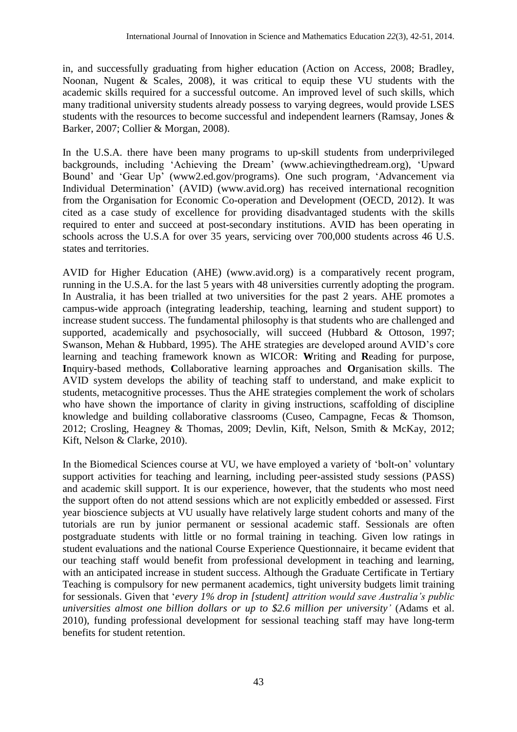in, and successfully graduating from higher education (Action on Access, 2008; Bradley, Noonan, Nugent & Scales, 2008), it was critical to equip these VU students with the academic skills required for a successful outcome. An improved level of such skills, which many traditional university students already possess to varying degrees, would provide LSES students with the resources to become successful and independent learners (Ramsay, Jones & Barker, 2007; Collier & Morgan, 2008).

In the U.S.A. there have been many programs to up-skill students from underprivileged backgrounds, including 'Achieving the Dream' (www.achievingthedream.org), 'Upward Bound' and 'Gear Up' (www2.ed.gov/programs). One such program, 'Advancement via Individual Determination' (AVID) (www.avid.org) has received international recognition from the Organisation for Economic Co-operation and Development (OECD, 2012). It was cited as a case study of excellence for providing disadvantaged students with the skills required to enter and succeed at post-secondary institutions. AVID has been operating in schools across the U.S.A for over 35 years, servicing over 700,000 students across 46 U.S. states and territories.

AVID for Higher Education (AHE) (www.avid.org) is a comparatively recent program, running in the U.S.A. for the last 5 years with 48 universities currently adopting the program. In Australia, it has been trialled at two universities for the past 2 years. AHE promotes a campus-wide approach (integrating leadership, teaching, learning and student support) to increase student success. The fundamental philosophy is that students who are challenged and supported, academically and psychosocially, will succeed (Hubbard & Ottoson, 1997; Swanson, Mehan & Hubbard, 1995). The AHE strategies are developed around AVID's core learning and teaching framework known as WICOR: **W**riting and **R**eading for purpose, **I**nquiry-based methods, **C**ollaborative learning approaches and **O**rganisation skills. The AVID system develops the ability of teaching staff to understand, and make explicit to students, metacognitive processes. Thus the AHE strategies complement the work of scholars who have shown the importance of clarity in giving instructions, scaffolding of discipline knowledge and building collaborative classrooms (Cuseo, Campagne, Fecas & Thomson, 2012; Crosling, Heagney & Thomas, 2009; Devlin, Kift, Nelson, Smith & McKay, 2012; Kift, Nelson & Clarke, 2010).

In the Biomedical Sciences course at VU, we have employed a variety of 'bolt-on' voluntary support activities for teaching and learning, including peer-assisted study sessions (PASS) and academic skill support. It is our experience, however, that the students who most need the support often do not attend sessions which are not explicitly embedded or assessed. First year bioscience subjects at VU usually have relatively large student cohorts and many of the tutorials are run by junior permanent or sessional academic staff. Sessionals are often postgraduate students with little or no formal training in teaching. Given low ratings in student evaluations and the national Course Experience Questionnaire, it became evident that our teaching staff would benefit from professional development in teaching and learning, with an anticipated increase in student success. Although the Graduate Certificate in Tertiary Teaching is compulsory for new permanent academics, tight university budgets limit training for sessionals. Given that '*every 1% drop in [student] attrition would save Australia's public universities almost one billion dollars or up to $2.6 million per university'* (Adams et al. 2010), funding professional development for sessional teaching staff may have long-term benefits for student retention.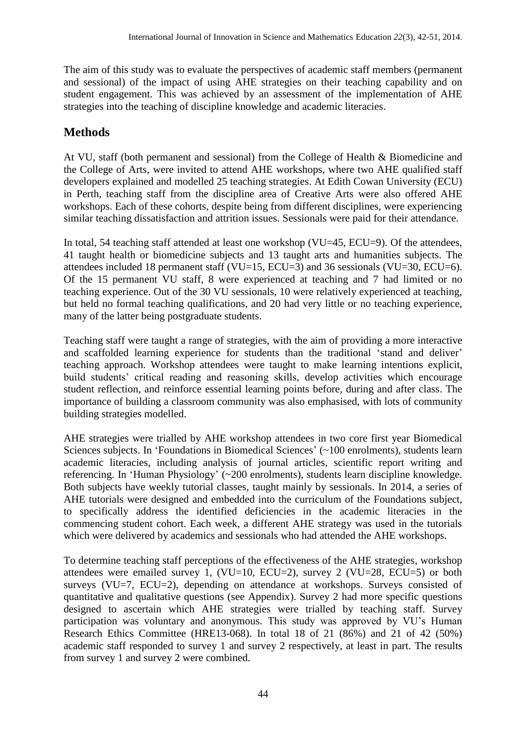The aim of this study was to evaluate the perspectives of academic staff members (permanent and sessional) of the impact of using AHE strategies on their teaching capability and on student engagement. This was achieved by an assessment of the implementation of AHE strategies into the teaching of discipline knowledge and academic literacies.

## Methods

At VU, staff (both permanent and sessional) from the College of Health & Biomedicine and the College of Arts, were invited to attend AHE workshops, where two AHE qualified staff developers explained and modelled 25 teaching strategies. At Edith Cowan University (ECU) in Perth, teaching staff from the discipline area of Creative Arts were also offered AHE workshops. Each of these cohorts, despite being from different disciplines, were experiencing similar teaching dissatisfaction and attrition issues. Sessionals were paid for their attendance.

In total, 54 teaching staff attended at least one workshop (VU=45, ECU=9). Of the attendees, 41 taught health or biomedicine subjects and 13 taught arts and humanities subjects. The attendees included 18 permanent staff (VU=15, ECU=3) and 36 sessionals (VU=30, ECU=6). Of the 15 permanent VU staff, 8 were experienced at teaching and 7 had limited or no teaching experience. Out of the 30 VU sessionals, 10 were relatively experienced at teaching, but held no formal teaching qualifications, and 20 had very little or no teaching experience, many of the latter being postgraduate students.

Teaching staff were taught a range of strategies, with the aim of providing a more interactive and scaffolded learning experience for students than the traditional 'stand and deliver' teaching approach. Workshop attendees were taught to make learning intentions explicit, build students' critical reading and reasoning skills, develop activities which encourage student reflection, and reinforce essential learning points before, during and after class. The importance of building a classroom community was also emphasised, with lots of community building strategies modelled.

AHE strategies were trialled by AHE workshop attendees in two core first year Biomedical Sciences subjects. In 'Foundations in Biomedical Sciences' (~100 enrolments), students learn academic literacies, including analysis of journal articles, scientific report writing and referencing. In 'Human Physiology' (~200 enrolments), students learn discipline knowledge. Both subjects have weekly tutorial classes, taught mainly by sessionals. In 2014, a series of AHE tutorials were designed and embedded into the curriculum of the Foundations subject, to specifically address the identified deficiencies in the academic literacies in the commencing student cohort. Each week, a different AHE strategy was used in the tutorials which were delivered by academics and sessionals who had attended the AHE workshops.

To determine teaching staff perceptions of the effectiveness of the AHE strategies, workshop attendees were emailed survey 1, (VU=10, ECU=2), survey 2 (VU=28, ECU=5) or both surveys (VU=7, ECU=2), depending on attendance at workshops. Surveys consisted of quantitative and qualitative questions (see Appendix). Survey 2 had more specific questions designed to ascertain which AHE strategies were trialled by teaching staff. Survey participation was voluntary and anonymous. This study was approved by VU's Human Research Ethics Committee (HRE13-068). In total 18 of 21 (86%) and 21 of 42 (50%) academic staff responded to survey 1 and survey 2 respectively, at least in part. The results from survey 1 and survey 2 were combined.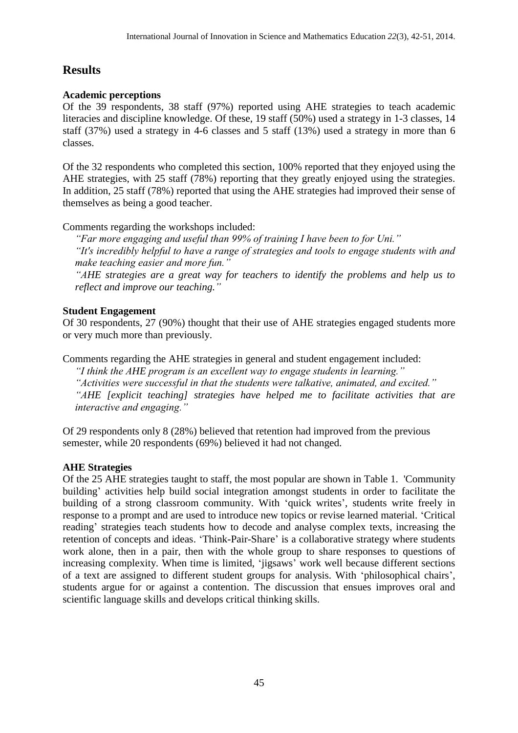## Results

### Academic perceptions

Of the 39 respondents, 38 staff (97%) reported using AHE strategies to teach academic literacies and discipline knowledge. Of these, 19 staff (50%) used a strategy in 1-3 classes, 14 staff (37%) used a strategy in 4-6 classes and 5 staff (13%) used a strategy in more than 6 classes.

Of the 32 respondents who completed this section, 100% reported that they enjoyed using the AHE strategies, with 25 staff (78%) reporting that they greatly enjoyed using the strategies. In addition, 25 staff (78%) reported that using the AHE strategies had improved their sense of themselves as being a good teacher.

Comments regarding the workshops included:

*"Far more engaging and useful than 99% of training I have been to for Uni."*
*"It's incredibly helpful to have a range of strategies and tools to engage students with and make teaching easier and more fun."*
*"AHE strategies are a great way for teachers to identify the problems and help us to reflect and improve our teaching."*

### Student Engagement

Of 30 respondents, 27 (90%) thought that their use of AHE strategies engaged students more or very much more than previously.

Comments regarding the AHE strategies in general and student engagement included:

*"I think the AHE program is an excellent way to engage students in learning."*
*"Activities were successful in that the students were talkative, animated, and excited."*
*"AHE [explicit teaching] strategies have helped me to facilitate activities that are interactive and engaging."*

Of 29 respondents only 8 (28%) believed that retention had improved from the previous semester, while 20 respondents (69%) believed it had not changed.

### AHE Strategies

Of the 25 AHE strategies taught to staff, the most popular are shown in Table 1. 'Community building' activities help build social integration amongst students in order to facilitate the building of a strong classroom community. With 'quick writes', students write freely in response to a prompt and are used to introduce new topics or revise learned material. 'Critical reading' strategies teach students how to decode and analyse complex texts, increasing the retention of concepts and ideas. 'Think-Pair-Share' is a collaborative strategy where students work alone, then in a pair, then with the whole group to share responses to questions of increasing complexity. When time is limited, 'jigsaws' work well because different sections of a text are assigned to different student groups for analysis. With 'philosophical chairs', students argue for or against a contention. The discussion that ensues improves oral and scientific language skills and develops critical thinking skills.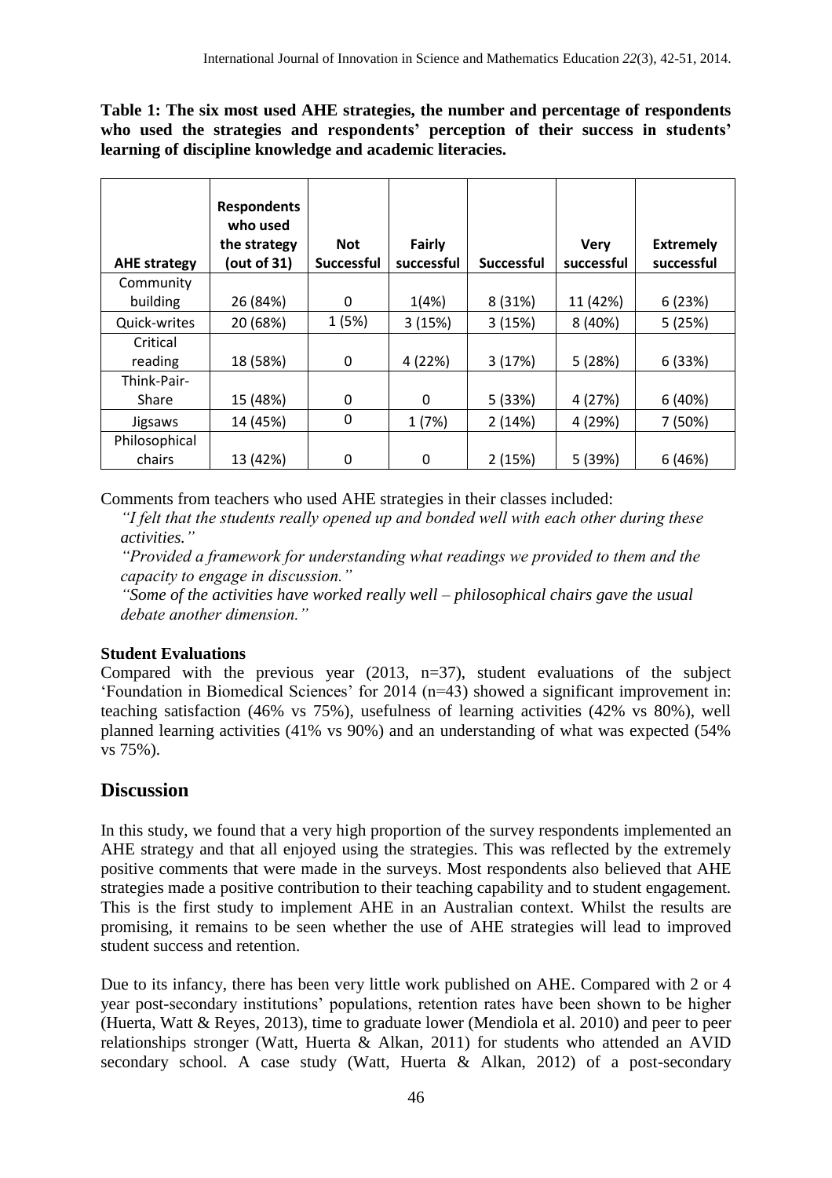**Table 1: The six most used AHE strategies, the number and percentage of respondents who used the strategies and respondents' perception of their success in students' learning of discipline knowledge and academic literacies.**

| AHE strategy | Respondents who used the strategy (out of 31) | Not Successful | Fairly successful | Successful | Very successful | Extremely successful |
|---|---|---|---|---|---|---|
| Community building | 26 (84%) | 0 | 1(4%) | 8 (31%) | 11 (42%) | 6 (23%) |
| Quick-writes | 20 (68%) | 1 (5%) | 3 (15%) | 3 (15%) | 8 (40%) | 5 (25%) |
| Critical reading | 18 (58%) | 0 | 4 (22%) | 3 (17%) | 5 (28%) | 6 (33%) |
| Think-Pair-Share | 15 (48%) | 0 | 0 | 5 (33%) | 4 (27%) | 6 (40%) |
| Jigsaws | 14 (45%) | 0 | 1 (7%) | 2 (14%) | 4 (29%) | 7 (50%) |
| Philosophical chairs | 13 (42%) | 0 | 0 | 2 (15%) | 5 (39%) | 6 (46%) |

Comments from teachers who used AHE strategies in their classes included:

*"I felt that the students really opened up and bonded well with each other during these activities."*

*"Provided a framework for understanding what readings we provided to them and the capacity to engage in discussion."*

*"Some of the activities have worked really well – philosophical chairs gave the usual debate another dimension."*

**Student Evaluations**

Compared with the previous year (2013, n=37), student evaluations of the subject 'Foundation in Biomedical Sciences' for 2014 (n=43) showed a significant improvement in: teaching satisfaction (46% vs 75%), usefulness of learning activities (42% vs 80%), well planned learning activities (41% vs 90%) and an understanding of what was expected (54% vs 75%).

## Discussion

In this study, we found that a very high proportion of the survey respondents implemented an AHE strategy and that all enjoyed using the strategies. This was reflected by the extremely positive comments that were made in the surveys. Most respondents also believed that AHE strategies made a positive contribution to their teaching capability and to student engagement. This is the first study to implement AHE in an Australian context. Whilst the results are promising, it remains to be seen whether the use of AHE strategies will lead to improved student success and retention.

Due to its infancy, there has been very little work published on AHE. Compared with 2 or 4 year post-secondary institutions' populations, retention rates have been shown to be higher (Huerta, Watt & Reyes, 2013), time to graduate lower (Mendiola et al. 2010) and peer to peer relationships stronger (Watt, Huerta & Alkan, 2011) for students who attended an AVID secondary school. A case study (Watt, Huerta & Alkan, 2012) of a post-secondary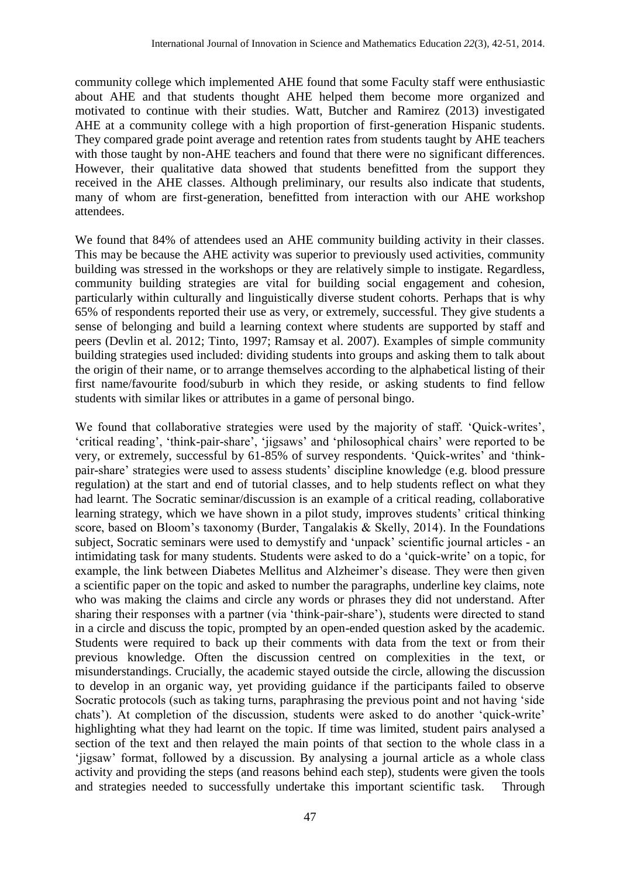community college which implemented AHE found that some Faculty staff were enthusiastic about AHE and that students thought AHE helped them become more organized and motivated to continue with their studies. Watt, Butcher and Ramirez (2013) investigated AHE at a community college with a high proportion of first-generation Hispanic students. They compared grade point average and retention rates from students taught by AHE teachers with those taught by non-AHE teachers and found that there were no significant differences. However, their qualitative data showed that students benefitted from the support they received in the AHE classes. Although preliminary, our results also indicate that students, many of whom are first-generation, benefitted from interaction with our AHE workshop attendees.

We found that 84% of attendees used an AHE community building activity in their classes. This may be because the AHE activity was superior to previously used activities, community building was stressed in the workshops or they are relatively simple to instigate. Regardless, community building strategies are vital for building social engagement and cohesion, particularly within culturally and linguistically diverse student cohorts. Perhaps that is why 65% of respondents reported their use as very, or extremely, successful. They give students a sense of belonging and build a learning context where students are supported by staff and peers (Devlin et al. 2012; Tinto, 1997; Ramsay et al. 2007). Examples of simple community building strategies used included: dividing students into groups and asking them to talk about the origin of their name, or to arrange themselves according to the alphabetical listing of their first name/favourite food/suburb in which they reside, or asking students to find fellow students with similar likes or attributes in a game of personal bingo.

We found that collaborative strategies were used by the majority of staff. 'Quick-writes', 'critical reading', 'think-pair-share', 'jigsaws' and 'philosophical chairs' were reported to be very, or extremely, successful by 61-85% of survey respondents. 'Quick-writes' and 'think-pair-share' strategies were used to assess students' discipline knowledge (e.g. blood pressure regulation) at the start and end of tutorial classes, and to help students reflect on what they had learnt. The Socratic seminar/discussion is an example of a critical reading, collaborative learning strategy, which we have shown in a pilot study, improves students' critical thinking score, based on Bloom's taxonomy (Burder, Tangalakis & Skelly, 2014). In the Foundations subject, Socratic seminars were used to demystify and 'unpack' scientific journal articles - an intimidating task for many students. Students were asked to do a 'quick-write' on a topic, for example, the link between Diabetes Mellitus and Alzheimer's disease. They were then given a scientific paper on the topic and asked to number the paragraphs, underline key claims, note who was making the claims and circle any words or phrases they did not understand. After sharing their responses with a partner (via 'think-pair-share'), students were directed to stand in a circle and discuss the topic, prompted by an open-ended question asked by the academic. Students were required to back up their comments with data from the text or from their previous knowledge. Often the discussion centred on complexities in the text, or misunderstandings. Crucially, the academic stayed outside the circle, allowing the discussion to develop in an organic way, yet providing guidance if the participants failed to observe Socratic protocols (such as taking turns, paraphrasing the previous point and not having 'side chats'). At completion of the discussion, students were asked to do another 'quick-write' highlighting what they had learnt on the topic. If time was limited, student pairs analysed a section of the text and then relayed the main points of that section to the whole class in a 'jigsaw' format, followed by a discussion. By analysing a journal article as a whole class activity and providing the steps (and reasons behind each step), students were given the tools and strategies needed to successfully undertake this important scientific task. Through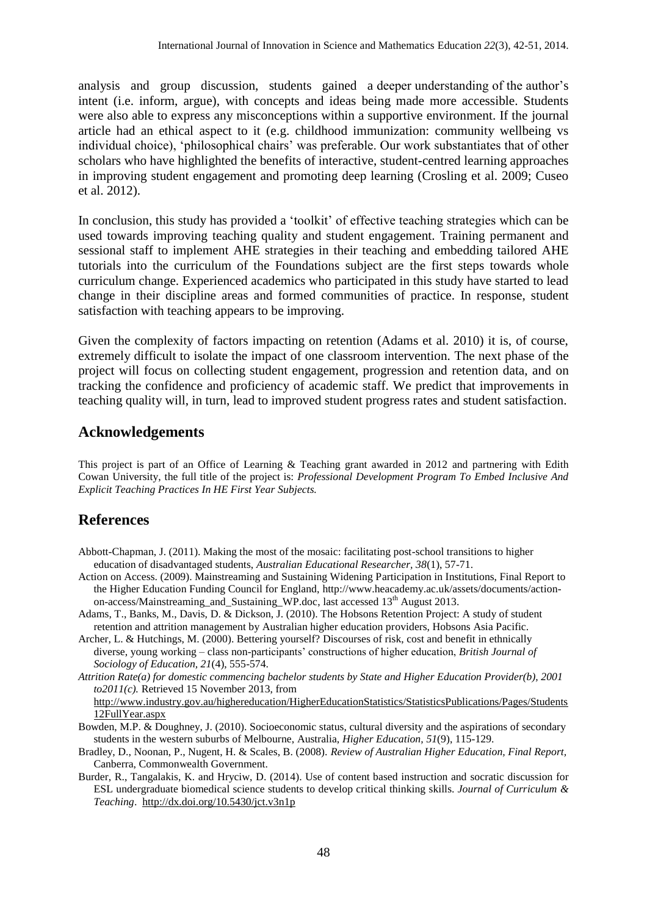analysis and group discussion, students gained a deeper understanding of the author's intent (i.e. inform, argue), with concepts and ideas being made more accessible. Students were also able to express any misconceptions within a supportive environment. If the journal article had an ethical aspect to it (e.g. childhood immunization: community wellbeing vs individual choice), 'philosophical chairs' was preferable. Our work substantiates that of other scholars who have highlighted the benefits of interactive, student-centred learning approaches in improving student engagement and promoting deep learning (Crosling et al. 2009; Cuseo et al. 2012).

In conclusion, this study has provided a 'toolkit' of effective teaching strategies which can be used towards improving teaching quality and student engagement. Training permanent and sessional staff to implement AHE strategies in their teaching and embedding tailored AHE tutorials into the curriculum of the Foundations subject are the first steps towards whole curriculum change. Experienced academics who participated in this study have started to lead change in their discipline areas and formed communities of practice. In response, student satisfaction with teaching appears to be improving.

Given the complexity of factors impacting on retention (Adams et al. 2010) it is, of course, extremely difficult to isolate the impact of one classroom intervention. The next phase of the project will focus on collecting student engagement, progression and retention data, and on tracking the confidence and proficiency of academic staff. We predict that improvements in teaching quality will, in turn, lead to improved student progress rates and student satisfaction.

## Acknowledgements

This project is part of an Office of Learning & Teaching grant awarded in 2012 and partnering with Edith Cowan University, the full title of the project is: *Professional Development Program To Embed Inclusive And Explicit Teaching Practices In HE First Year Subjects.*

## References

Abbott-Chapman, J. (2011). Making the most of the mosaic: facilitating post-school transitions to higher education of disadvantaged students, *Australian Educational Researcher, 38*(1), 57-71.

Action on Access. (2009). Mainstreaming and Sustaining Widening Participation in Institutions, Final Report to the Higher Education Funding Council for England, http://www.heacademy.ac.uk/assets/documents/action-on-access/Mainstreaming_and_Sustaining_WP.doc, last accessed 13th August 2013.

Adams, T., Banks, M., Davis, D. & Dickson, J. (2010). The Hobsons Retention Project: A study of student retention and attrition management by Australian higher education providers, Hobsons Asia Pacific.

Archer, L. & Hutchings, M. (2000). Bettering yourself? Discourses of risk, cost and benefit in ethnically diverse, young working – class non-participants' constructions of higher education, *British Journal of Sociology of Education, 21*(4), 555-574.

*Attrition Rate(a) for domestic commencing bachelor students by State and Higher Education Provider(b), 2001 to2011(c).* Retrieved 15 November 2013, from http://www.industry.gov.au/highereducation/HigherEducationStatistics/StatisticsPublications/Pages/Students12FullYear.aspx

Bowden, M.P. & Doughney, J. (2010). Socioeconomic status, cultural diversity and the aspirations of secondary students in the western suburbs of Melbourne, Australia, *Higher Education, 51*(9), 115-129.

Bradley, D., Noonan, P., Nugent, H. & Scales, B. (2008). *Review of Australian Higher Education, Final Report,* Canberra, Commonwealth Government.

Burder, R., Tangalakis, K. and Hryciw, D. (2014). Use of content based instruction and socratic discussion for ESL undergraduate biomedical science students to develop critical thinking skills. *Journal of Curriculum & Teaching*. http://dx.doi.org/10.5430/jct.v3n1p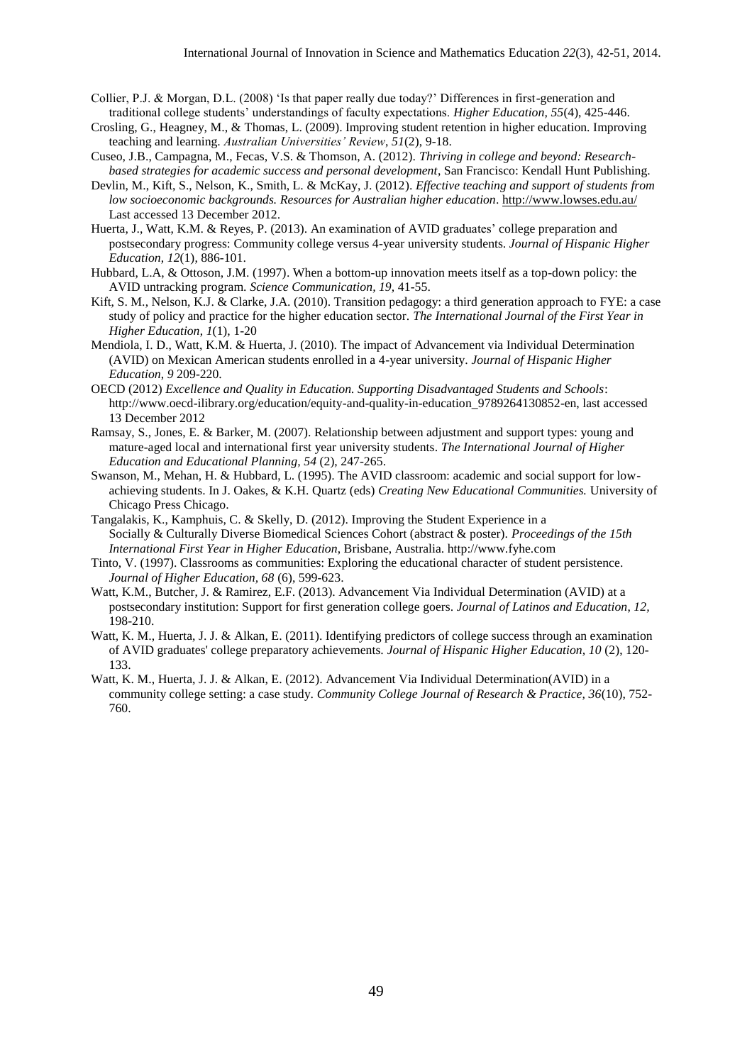Collier, P.J. & Morgan, D.L. (2008) 'Is that paper really due today?' Differences in first-generation and traditional college students' understandings of faculty expectations. *Higher Education, 55*(4), 425-446.

Crosling, G., Heagney, M., & Thomas, L. (2009). Improving student retention in higher education. Improving teaching and learning. *Australian Universities' Review*, *51*(2), 9-18.

Cuseo, J.B., Campagna, M., Fecas, V.S. & Thomson, A. (2012). *Thriving in college and beyond: Research-based strategies for academic success and personal development*, San Francisco: Kendall Hunt Publishing.

Devlin, M., Kift, S., Nelson, K., Smith, L. & McKay, J. (2012). *Effective teaching and support of students from low socioeconomic backgrounds. Resources for Australian higher education*. http://www.lowses.edu.au/ Last accessed 13 December 2012.

Huerta, J., Watt, K.M. & Reyes, P. (2013). An examination of AVID graduates' college preparation and postsecondary progress: Community college versus 4-year university students. *Journal of Hispanic Higher Education*, *12*(1), 886-101.

Hubbard, L.A, & Ottoson, J.M. (1997). When a bottom-up innovation meets itself as a top-down policy: the AVID untracking program. *Science Communication, 19,* 41-55.

Kift, S. M., Nelson, K.J. & Clarke, J.A. (2010). Transition pedagogy: a third generation approach to FYE: a case study of policy and practice for the higher education sector. *The International Journal of the First Year in Higher Education*, *1*(1), 1-20

Mendiola, I. D., Watt, K.M. & Huerta, J. (2010). The impact of Advancement via Individual Determination (AVID) on Mexican American students enrolled in a 4-year university. *Journal of Hispanic Higher Education*, *9* 209-220.

OECD (2012) *Excellence and Quality in Education. Supporting Disadvantaged Students and Schools*: http://www.oecd-ilibrary.org/education/equity-and-quality-in-education_9789264130852-en, last accessed 13 December 2012

Ramsay, S., Jones, E. & Barker, M. (2007). Relationship between adjustment and support types: young and mature-aged local and international first year university students. *The International Journal of Higher Education and Educational Planning, 54* (2), 247-265.

Swanson, M., Mehan, H. & Hubbard, L. (1995). The AVID classroom: academic and social support for low-achieving students. In J. Oakes, & K.H. Quartz (eds) *Creating New Educational Communities.* University of Chicago Press Chicago.

Tangalakis, K., Kamphuis, C. & Skelly, D. (2012). Improving the Student Experience in a Socially & Culturally Diverse Biomedical Sciences Cohort (abstract & poster). *Proceedings of the 15th International First Year in Higher Education*, Brisbane, Australia. http://www.fyhe.com

Tinto, V. (1997). Classrooms as communities: Exploring the educational character of student persistence. *Journal of Higher Education, 68* (6), 599-623.

Watt, K.M., Butcher, J. & Ramirez, E.F. (2013). Advancement Via Individual Determination (AVID) at a postsecondary institution: Support for first generation college goers. *Journal of Latinos and Education, 12,* 198-210.

Watt, K. M., Huerta, J. J. & Alkan, E. (2011). Identifying predictors of college success through an examination of AVID graduates' college preparatory achievements. *Journal of Hispanic Higher Education, 10* (2), 120-133.

Watt, K. M., Huerta, J. J. & Alkan, E. (2012). Advancement Via Individual Determination(AVID) in a community college setting: a case study. *Community College Journal of Research & Practice, 36*(10), 752-760.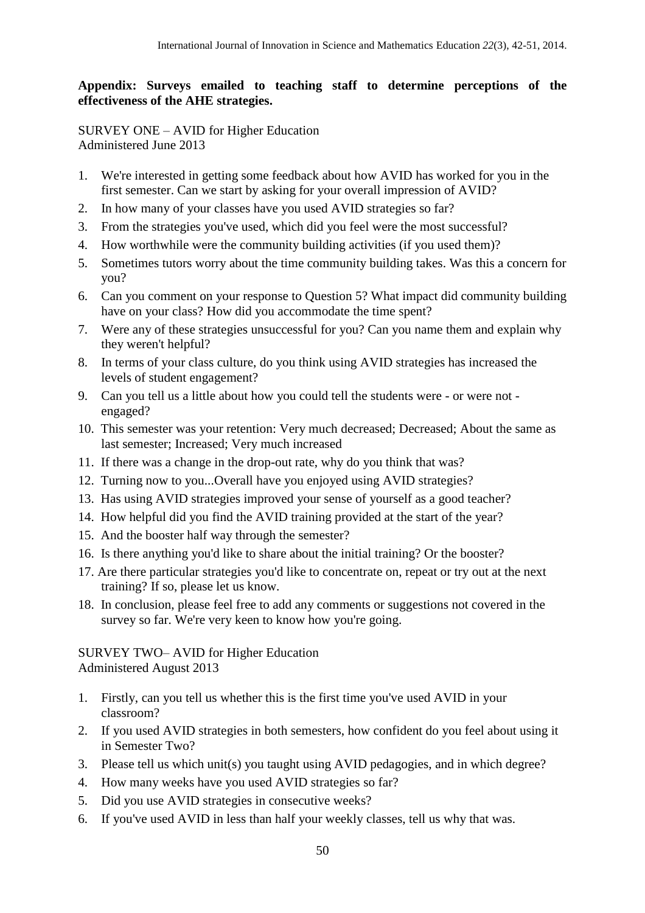**Appendix: Surveys emailed to teaching staff to determine perceptions of the effectiveness of the AHE strategies.**

SURVEY ONE – AVID for Higher Education
Administered June 2013

1. We're interested in getting some feedback about how AVID has worked for you in the first semester. Can we start by asking for your overall impression of AVID?
2. In how many of your classes have you used AVID strategies so far?
3. From the strategies you've used, which did you feel were the most successful?
4. How worthwhile were the community building activities (if you used them)?
5. Sometimes tutors worry about the time community building takes. Was this a concern for you?
6. Can you comment on your response to Question 5? What impact did community building have on your class? How did you accommodate the time spent?
7. Were any of these strategies unsuccessful for you? Can you name them and explain why they weren't helpful?
8. In terms of your class culture, do you think using AVID strategies has increased the levels of student engagement?
9. Can you tell us a little about how you could tell the students were - or were not - engaged?
10. This semester was your retention: Very much decreased; Decreased; About the same as last semester; Increased; Very much increased
11. If there was a change in the drop-out rate, why do you think that was?
12. Turning now to you...Overall have you enjoyed using AVID strategies?
13. Has using AVID strategies improved your sense of yourself as a good teacher?
14. How helpful did you find the AVID training provided at the start of the year?
15. And the booster half way through the semester?
16. Is there anything you'd like to share about the initial training? Or the booster?
17. Are there particular strategies you'd like to concentrate on, repeat or try out at the next training? If so, please let us know.
18. In conclusion, please feel free to add any comments or suggestions not covered in the survey so far. We're very keen to know how you're going.

SURVEY TWO– AVID for Higher Education
Administered August 2013

1. Firstly, can you tell us whether this is the first time you've used AVID in your classroom?
2. If you used AVID strategies in both semesters, how confident do you feel about using it in Semester Two?
3. Please tell us which unit(s) you taught using AVID pedagogies, and in which degree?
4. How many weeks have you used AVID strategies so far?
5. Did you use AVID strategies in consecutive weeks?
6. If you've used AVID in less than half your weekly classes, tell us why that was.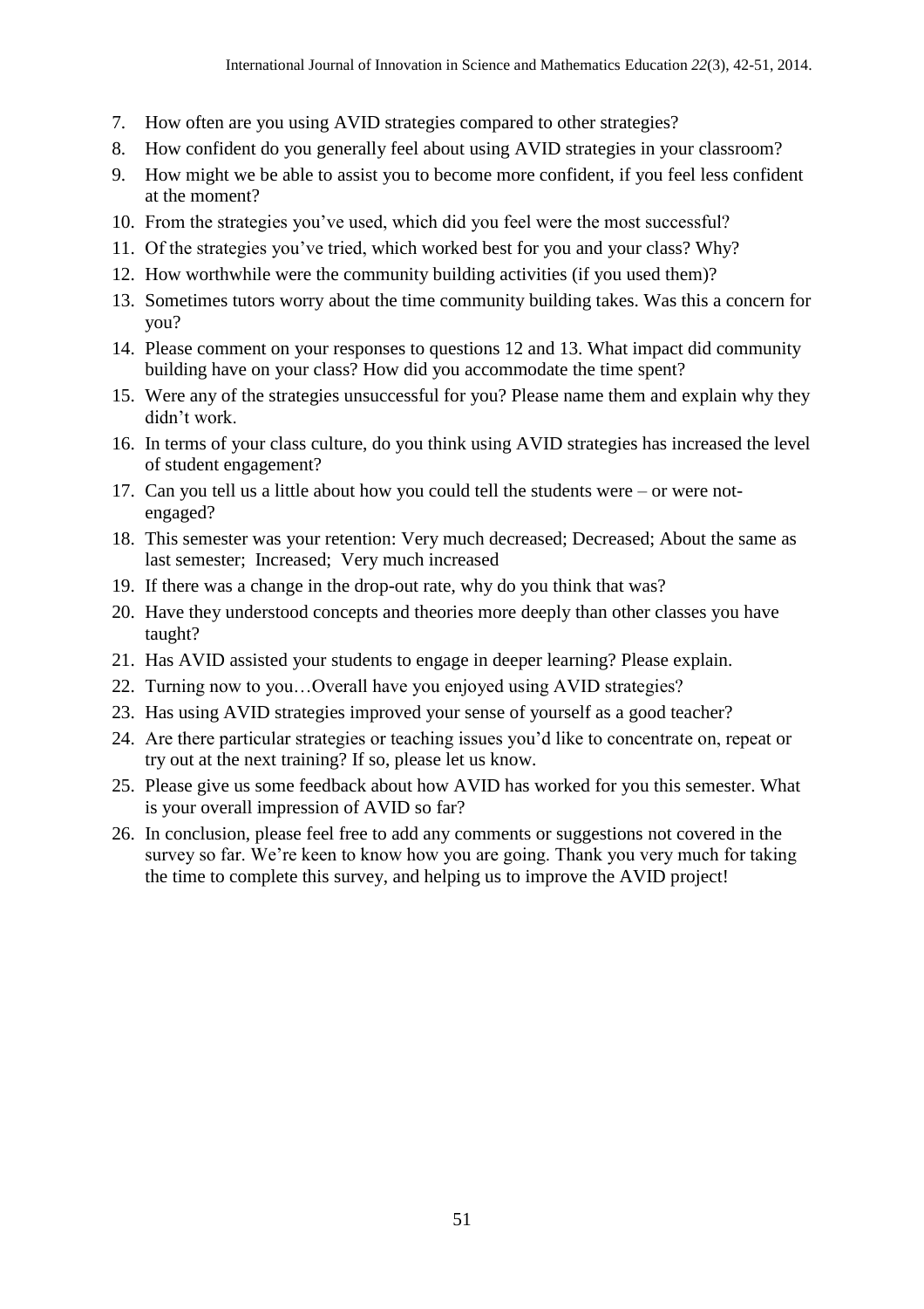7. How often are you using AVID strategies compared to other strategies?
8. How confident do you generally feel about using AVID strategies in your classroom?
9. How might we be able to assist you to become more confident, if you feel less confident at the moment?
10. From the strategies you've used, which did you feel were the most successful?
11. Of the strategies you've tried, which worked best for you and your class? Why?
12. How worthwhile were the community building activities (if you used them)?
13. Sometimes tutors worry about the time community building takes. Was this a concern for you?
14. Please comment on your responses to questions 12 and 13. What impact did community building have on your class? How did you accommodate the time spent?
15. Were any of the strategies unsuccessful for you? Please name them and explain why they didn't work.
16. In terms of your class culture, do you think using AVID strategies has increased the level of student engagement?
17. Can you tell us a little about how you could tell the students were – or were not-engaged?
18. This semester was your retention: Very much decreased; Decreased; About the same as last semester; Increased; Very much increased
19. If there was a change in the drop-out rate, why do you think that was?
20. Have they understood concepts and theories more deeply than other classes you have taught?
21. Has AVID assisted your students to engage in deeper learning? Please explain.
22. Turning now to you…Overall have you enjoyed using AVID strategies?
23. Has using AVID strategies improved your sense of yourself as a good teacher?
24. Are there particular strategies or teaching issues you'd like to concentrate on, repeat or try out at the next training? If so, please let us know.
25. Please give us some feedback about how AVID has worked for you this semester. What is your overall impression of AVID so far?
26. In conclusion, please feel free to add any comments or suggestions not covered in the survey so far. We're keen to know how you are going. Thank you very much for taking the time to complete this survey, and helping us to improve the AVID project!